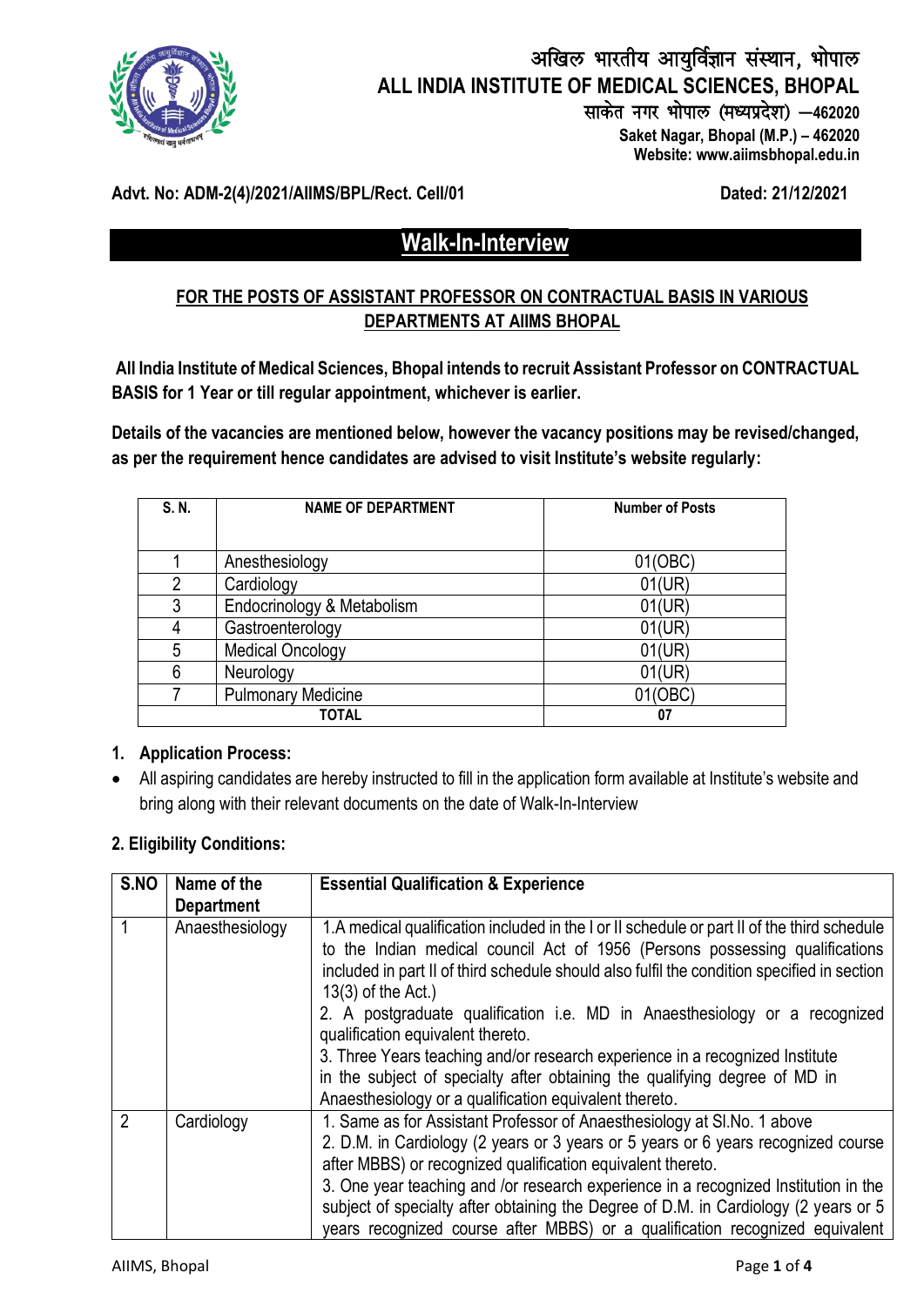# अखिल भारतीय आयुर्विज्ञान संस्थान, भोपाल
# ALL INDIA INSTITUTE OF MEDICAL SCIENCES, BHOPAL

साकेत नगर भोपाल (मध्यप्रदेश) –462020
**Saket Nagar, Bhopal (M.P.) – 462020**
**Website: www.aiimsbhopal.edu.in**

**Advt. No: ADM-2(4)/2021/AIIMS/BPL/Rect. Cell/01** **Dated: 21/12/2021**

## Walk-In-Interview

### FOR THE POSTS OF ASSISTANT PROFESSOR ON CONTRACTUAL BASIS IN VARIOUS DEPARTMENTS AT AIIMS BHOPAL

**All India Institute of Medical Sciences, Bhopal intends to recruit Assistant Professor on CONTRACTUAL BASIS for 1 Year or till regular appointment, whichever is earlier.**

**Details of the vacancies are mentioned below, however the vacancy positions may be revised/changed, as per the requirement hence candidates are advised to visit Institute's website regularly:**

| S. N. | NAME OF DEPARTMENT | Number of Posts |
|---|---|---|
| 1 | Anesthesiology | 01(OBC) |
| 2 | Cardiology | 01(UR) |
| 3 | Endocrinology & Metabolism | 01(UR) |
| 4 | Gastroenterology | 01(UR) |
| 5 | Medical Oncology | 01(UR) |
| 6 | Neurology | 01(UR) |
| 7 | Pulmonary Medicine | 01(OBC) |
| **TOTAL** | | **07** |

**1. Application Process:**

- All aspiring candidates are hereby instructed to fill in the application form available at Institute's website and bring along with their relevant documents on the date of Walk-In-Interview

**2. Eligibility Conditions:**

| S.NO | Name of the Department | Essential Qualification & Experience |
|---|---|---|
| 1 | Anaesthesiology | 1.A medical qualification included in the I or II schedule or part II of the third schedule to the Indian medical council Act of 1956 (Persons possessing qualifications included in part II of third schedule should also fulfil the condition specified in section 13(3) of the Act.)<br>2. A postgraduate qualification i.e. MD in Anaesthesiology or a recognized qualification equivalent thereto.<br>3. Three Years teaching and/or research experience in a recognized Institute in the subject of specialty after obtaining the qualifying degree of MD in Anaesthesiology or a qualification equivalent thereto. |
| 2 | Cardiology | 1. Same as for Assistant Professor of Anaesthesiology at Sl.No. 1 above<br>2. D.M. in Cardiology (2 years or 3 years or 5 years or 6 years recognized course after MBBS) or recognized qualification equivalent thereto.<br>3. One year teaching and /or research experience in a recognized Institution in the subject of specialty after obtaining the Degree of D.M. in Cardiology (2 years or 5 years recognized course after MBBS) or a qualification recognized equivalent |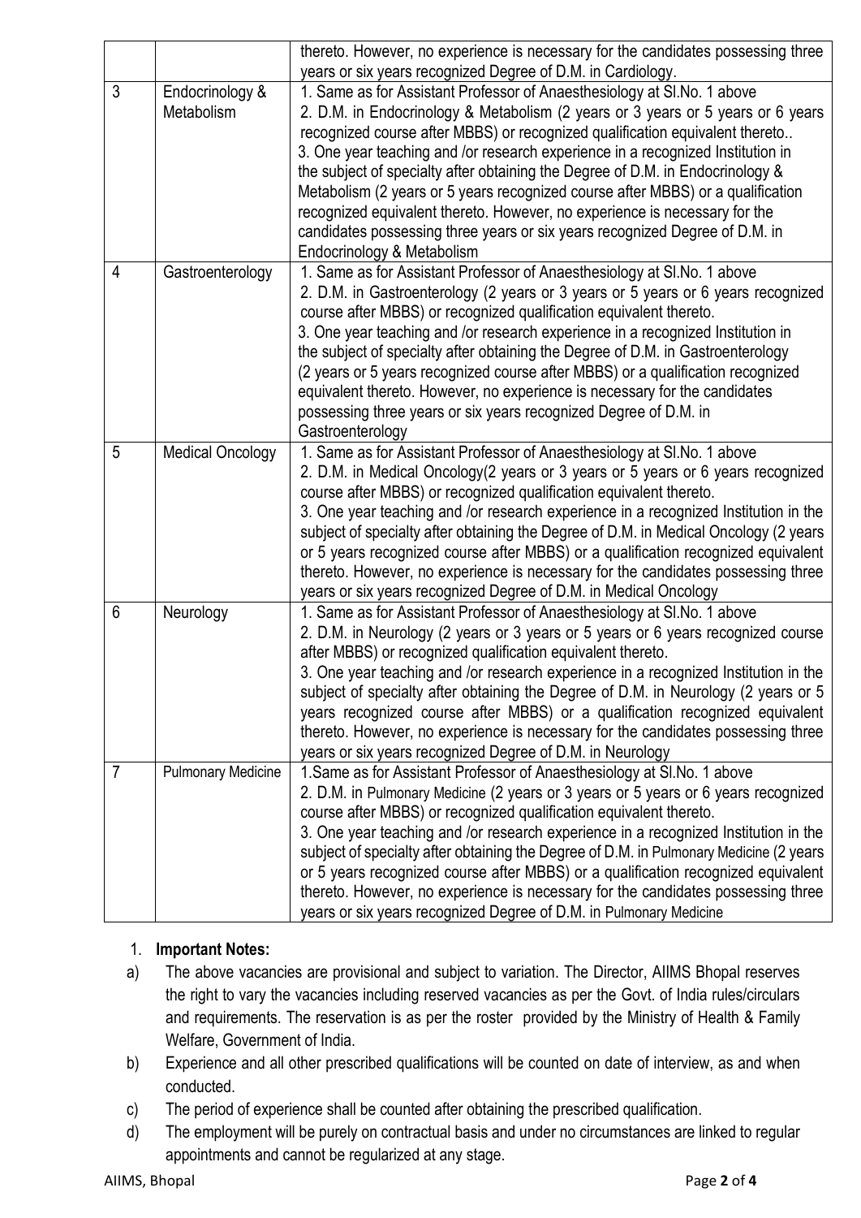| | | thereto. However, no experience is necessary for the candidates possessing three years or six years recognized Degree of D.M. in Cardiology. |
|---|---|---|
| 3 | Endocrinology & Metabolism | 1. Same as for Assistant Professor of Anaesthesiology at Sl.No. 1 above<br>2. D.M. in Endocrinology & Metabolism (2 years or 3 years or 5 years or 6 years recognized course after MBBS) or recognized qualification equivalent thereto..<br>3. One year teaching and /or research experience in a recognized Institution in the subject of specialty after obtaining the Degree of D.M. in Endocrinology & Metabolism (2 years or 5 years recognized course after MBBS) or a qualification recognized equivalent thereto. However, no experience is necessary for the candidates possessing three years or six years recognized Degree of D.M. in Endocrinology & Metabolism |
| 4 | Gastroenterology | 1. Same as for Assistant Professor of Anaesthesiology at Sl.No. 1 above<br>2. D.M. in Gastroenterology (2 years or 3 years or 5 years or 6 years recognized course after MBBS) or recognized qualification equivalent thereto.<br>3. One year teaching and /or research experience in a recognized Institution in the subject of specialty after obtaining the Degree of D.M. in Gastroenterology (2 years or 5 years recognized course after MBBS) or a qualification recognized equivalent thereto. However, no experience is necessary for the candidates possessing three years or six years recognized Degree of D.M. in Gastroenterology |
| 5 | Medical Oncology | 1. Same as for Assistant Professor of Anaesthesiology at Sl.No. 1 above<br>2. D.M. in Medical Oncology(2 years or 3 years or 5 years or 6 years recognized course after MBBS) or recognized qualification equivalent thereto.<br>3. One year teaching and /or research experience in a recognized Institution in the subject of specialty after obtaining the Degree of D.M. in Medical Oncology (2 years or 5 years recognized course after MBBS) or a qualification recognized equivalent thereto. However, no experience is necessary for the candidates possessing three years or six years recognized Degree of D.M. in Medical Oncology |
| 6 | Neurology | 1. Same as for Assistant Professor of Anaesthesiology at Sl.No. 1 above<br>2. D.M. in Neurology (2 years or 3 years or 5 years or 6 years recognized course after MBBS) or recognized qualification equivalent thereto.<br>3. One year teaching and /or research experience in a recognized Institution in the subject of specialty after obtaining the Degree of D.M. in Neurology (2 years or 5 years recognized course after MBBS) or a qualification recognized equivalent thereto. However, no experience is necessary for the candidates possessing three years or six years recognized Degree of D.M. in Neurology |
| 7 | Pulmonary Medicine | 1.Same as for Assistant Professor of Anaesthesiology at Sl.No. 1 above<br>2. D.M. in Pulmonary Medicine (2 years or 3 years or 5 years or 6 years recognized course after MBBS) or recognized qualification equivalent thereto.<br>3. One year teaching and /or research experience in a recognized Institution in the subject of specialty after obtaining the Degree of D.M. in Pulmonary Medicine (2 years or 5 years recognized course after MBBS) or a qualification recognized equivalent thereto. However, no experience is necessary for the candidates possessing three years or six years recognized Degree of D.M. in Pulmonary Medicine |

1. **Important Notes:**

a) The above vacancies are provisional and subject to variation. The Director, AIIMS Bhopal reserves the right to vary the vacancies including reserved vacancies as per the Govt. of India rules/circulars and requirements. The reservation is as per the roster provided by the Ministry of Health & Family Welfare, Government of India.

b) Experience and all other prescribed qualifications will be counted on date of interview, as and when conducted.

c) The period of experience shall be counted after obtaining the prescribed qualification.

d) The employment will be purely on contractual basis and under no circumstances are linked to regular appointments and cannot be regularized at any stage.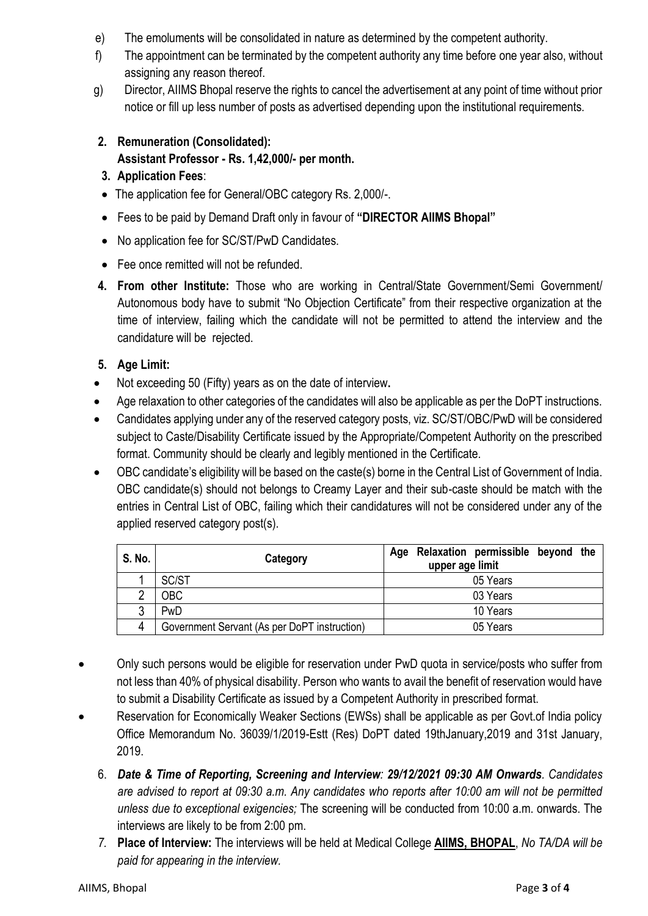e) The emoluments will be consolidated in nature as determined by the competent authority.

f) The appointment can be terminated by the competent authority any time before one year also, without assigning any reason thereof.

g) Director, AIIMS Bhopal reserve the rights to cancel the advertisement at any point of time without prior notice or fill up less number of posts as advertised depending upon the institutional requirements.

**2. Remuneration (Consolidated):**
**Assistant Professor - Rs. 1,42,000/- per month.**

**3. Application Fees**:

- The application fee for General/OBC category Rs. 2,000/-.
- Fees to be paid by Demand Draft only in favour of **"DIRECTOR AIIMS Bhopal"**
- No application fee for SC/ST/PwD Candidates.
- Fee once remitted will not be refunded.

**4. From other Institute:** Those who are working in Central/State Government/Semi Government/ Autonomous body have to submit "No Objection Certificate" from their respective organization at the time of interview, failing which the candidate will not be permitted to attend the interview and the candidature will be rejected.

**5. Age Limit:**

- Not exceeding 50 (Fifty) years as on the date of interview**.**
- Age relaxation to other categories of the candidates will also be applicable as per the DoPT instructions.
- Candidates applying under any of the reserved category posts, viz. SC/ST/OBC/PwD will be considered subject to Caste/Disability Certificate issued by the Appropriate/Competent Authority on the prescribed format. Community should be clearly and legibly mentioned in the Certificate.
- OBC candidate's eligibility will be based on the caste(s) borne in the Central List of Government of India. OBC candidate(s) should not belongs to Creamy Layer and their sub-caste should be match with the entries in Central List of OBC, failing which their candidatures will not be considered under any of the applied reserved category post(s).

| S. No. | Category | Age Relaxation permissible beyond the upper age limit |
|---|---|---|
| 1 | SC/ST | 05 Years |
| 2 | OBC | 03 Years |
| 3 | PwD | 10 Years |
| 4 | Government Servant (As per DoPT instruction) | 05 Years |

- Only such persons would be eligible for reservation under PwD quota in service/posts who suffer from not less than 40% of physical disability. Person who wants to avail the benefit of reservation would have to submit a Disability Certificate as issued by a Competent Authority in prescribed format.
- Reservation for Economically Weaker Sections (EWSs) shall be applicable as per Govt.of India policy Office Memorandum No. 36039/1/2019-Estt (Res) DoPT dated 19thJanuary,2019 and 31st January, 2019.

6. ***Date & Time of Reporting, Screening and Interview**: **29/12/2021 09:30 AM Onwards**. Candidates are advised to report at 09:30 a.m. Any candidates who reports after 10:00 am will not be permitted unless due to exceptional exigencies;* The screening will be conducted from 10:00 a.m. onwards. The interviews are likely to be from 2:00 pm.

7. **Place of Interview:** The interviews will be held at Medical College **AIIMS, BHOPAL**, *No TA/DA will be paid for appearing in the interview.*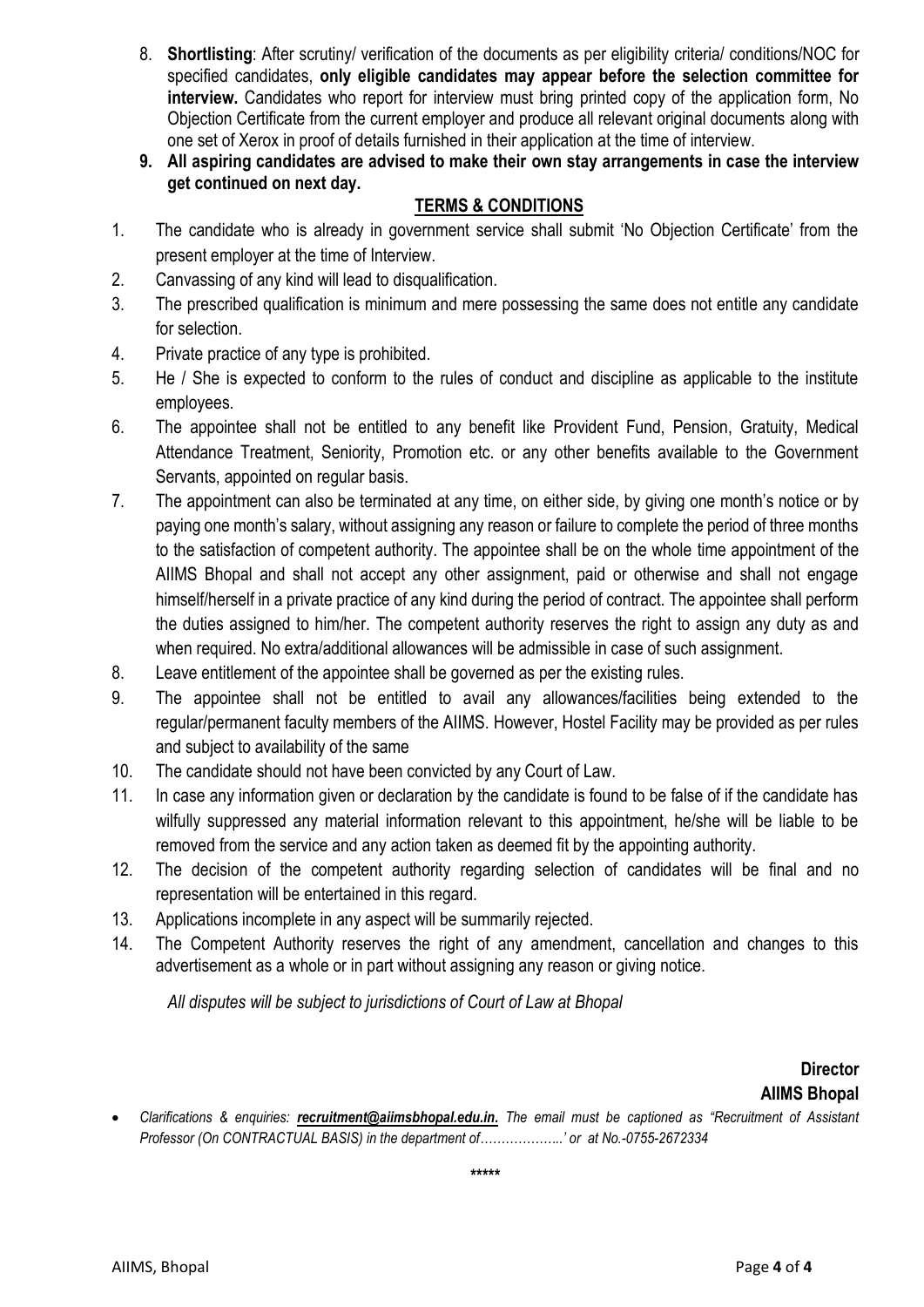8. **Shortlisting**: After scrutiny/ verification of the documents as per eligibility criteria/ conditions/NOC for specified candidates, **only eligible candidates may appear before the selection committee for interview.** Candidates who report for interview must bring printed copy of the application form, No Objection Certificate from the current employer and produce all relevant original documents along with one set of Xerox in proof of details furnished in their application at the time of interview.
9. **All aspiring candidates are advised to make their own stay arrangements in case the interview get continued on next day.**

## TERMS & CONDITIONS

1. The candidate who is already in government service shall submit 'No Objection Certificate' from the present employer at the time of Interview.
2. Canvassing of any kind will lead to disqualification.
3. The prescribed qualification is minimum and mere possessing the same does not entitle any candidate for selection.
4. Private practice of any type is prohibited.
5. He / She is expected to conform to the rules of conduct and discipline as applicable to the institute employees.
6. The appointee shall not be entitled to any benefit like Provident Fund, Pension, Gratuity, Medical Attendance Treatment, Seniority, Promotion etc. or any other benefits available to the Government Servants, appointed on regular basis.
7. The appointment can also be terminated at any time, on either side, by giving one month's notice or by paying one month's salary, without assigning any reason or failure to complete the period of three months to the satisfaction of competent authority. The appointee shall be on the whole time appointment of the AIIMS Bhopal and shall not accept any other assignment, paid or otherwise and shall not engage himself/herself in a private practice of any kind during the period of contract. The appointee shall perform the duties assigned to him/her. The competent authority reserves the right to assign any duty as and when required. No extra/additional allowances will be admissible in case of such assignment.
8. Leave entitlement of the appointee shall be governed as per the existing rules.
9. The appointee shall not be entitled to avail any allowances/facilities being extended to the regular/permanent faculty members of the AIIMS. However, Hostel Facility may be provided as per rules and subject to availability of the same
10. The candidate should not have been convicted by any Court of Law.
11. In case any information given or declaration by the candidate is found to be false of if the candidate has wilfully suppressed any material information relevant to this appointment, he/she will be liable to be removed from the service and any action taken as deemed fit by the appointing authority.
12. The decision of the competent authority regarding selection of candidates will be final and no representation will be entertained in this regard.
13. Applications incomplete in any aspect will be summarily rejected.
14. The Competent Authority reserves the right of any amendment, cancellation and changes to this advertisement as a whole or in part without assigning any reason or giving notice.

*All disputes will be subject to jurisdictions of Court of Law at Bhopal*

**Director**
**AIIMS Bhopal**

- *Clarifications & enquiries: **recruitment@aiimsbhopal.edu.in.** The email must be captioned as "Recruitment of Assistant Professor (On CONTRACTUAL BASIS) in the department of………………..' or at No.-0755-2672334*

\*\*\*\*\*